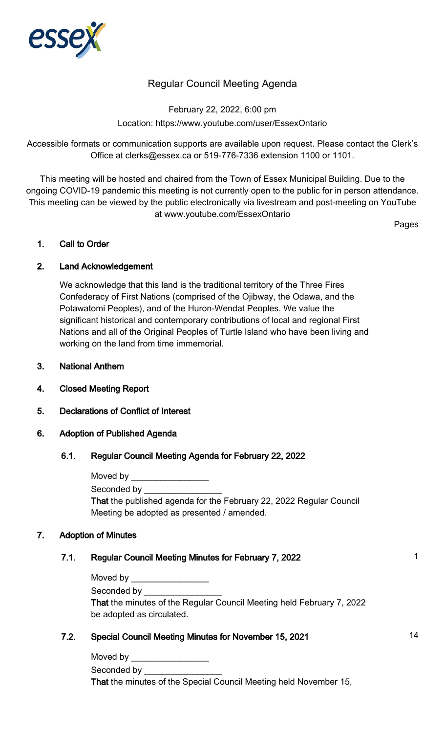# Regular Council Meeting Agenda

February 22, 2022, 6:00 pm

Location: https://www.youtube.com/user/EssexOntario

Accessible formats or communication supports are available upon request. Please contact the Clerk's Office at clerks@essex.ca or 519-776-7336 extension 1100 or 1101.

This meeting will be hosted and chaired from the Town of Essex Municipal Building. Due to the ongoing COVID-19 pandemic this meeting is not currently open to the public for in person attendance. This meeting can be viewed by the public electronically via livestream and post-meeting on YouTube at www.youtube.com/EssexOntario

Pages

## 1. Call to Order

## 2. Land Acknowledgement

We acknowledge that this land is the traditional territory of the Three Fires Confederacy of First Nations (comprised of the Ojibway, the Odawa, and the Potawatomi Peoples), and of the Huron-Wendat Peoples. We value the significant historical and contemporary contributions of local and regional First Nations and all of the Original Peoples of Turtle Island who have been living and working on the land from time immemorial.

## 3. National Anthem

## 4. Closed Meeting Report

## 5. Declarations of Conflict of Interest

## 6. Adoption of Published Agenda

### 6.1. Regular Council Meeting Agenda for February 22, 2022

Moved by _______________

Seconded by _______________

**That** the published agenda for the February 22, 2022 Regular Council Meeting be adopted as presented / amended.

## 7. Adoption of Minutes

### 7.1. Regular Council Meeting Minutes for February 7, 2022 — 1

Moved by _______________

Seconded by _______________

**That** the minutes of the Regular Council Meeting held February 7, 2022 be adopted as circulated.

### 7.2. Special Council Meeting Minutes for November 15, 2021 — 14

Moved by _______________

Seconded by _______________

**That** the minutes of the Special Council Meeting held November 15,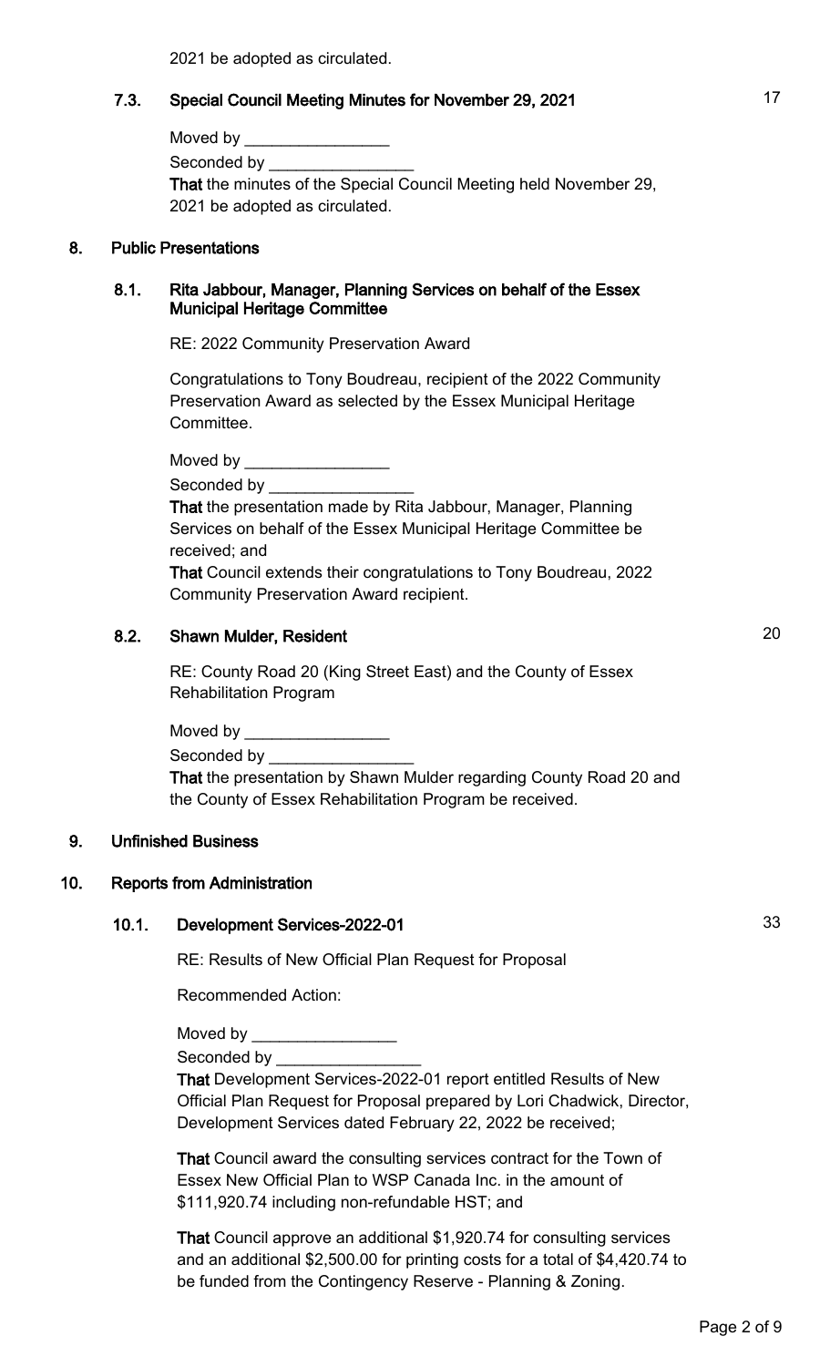2021 be adopted as circulated.

### 7.3. Special Council Meeting Minutes for November 29, 2021 — 17

Moved by ________________

Seconded by ________________

**That** the minutes of the Special Council Meeting held November 29, 2021 be adopted as circulated.

## 8. Public Presentations

### 8.1. Rita Jabbour, Manager, Planning Services on behalf of the Essex Municipal Heritage Committee

RE: 2022 Community Preservation Award

Congratulations to Tony Boudreau, recipient of the 2022 Community Preservation Award as selected by the Essex Municipal Heritage Committee.

Moved by ________________

Seconded by ________________

**That** the presentation made by Rita Jabbour, Manager, Planning Services on behalf of the Essex Municipal Heritage Committee be received; and

**That** Council extends their congratulations to Tony Boudreau, 2022 Community Preservation Award recipient.

### 8.2. Shawn Mulder, Resident — 20

RE: County Road 20 (King Street East) and the County of Essex Rehabilitation Program

Moved by ________________

Seconded by ________________

**That** the presentation by Shawn Mulder regarding County Road 20 and the County of Essex Rehabilitation Program be received.

## 9. Unfinished Business

## 10. Reports from Administration

### 10.1. Development Services-2022-01 — 33

RE: Results of New Official Plan Request for Proposal

Recommended Action:

Moved by ________________

Seconded by ________________

**That** Development Services-2022-01 report entitled Results of New Official Plan Request for Proposal prepared by Lori Chadwick, Director, Development Services dated February 22, 2022 be received;

**That** Council award the consulting services contract for the Town of Essex New Official Plan to WSP Canada Inc. in the amount of $111,920.74 including non-refundable HST; and

**That** Council approve an additional $1,920.74 for consulting services and an additional $2,500.00 for printing costs for a total of $4,420.74 to be funded from the Contingency Reserve - Planning & Zoning.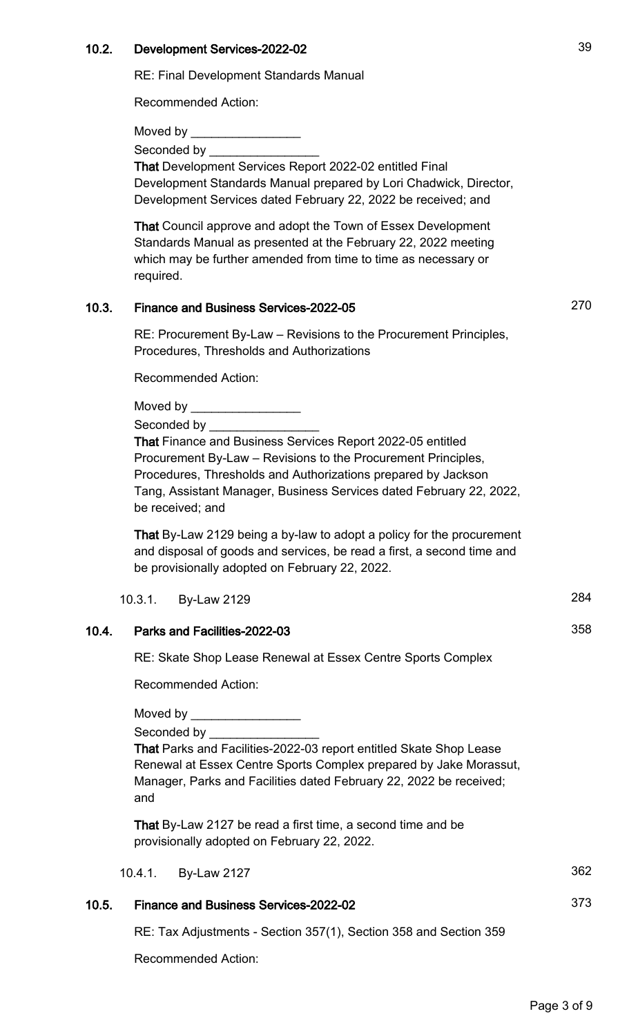### 10.2. Development Services-2022-02 39

RE: Final Development Standards Manual

Recommended Action:

Moved by ________________

Seconded by ________________

**That** Development Services Report 2022-02 entitled Final Development Standards Manual prepared by Lori Chadwick, Director, Development Services dated February 22, 2022 be received; and

**That** Council approve and adopt the Town of Essex Development Standards Manual as presented at the February 22, 2022 meeting which may be further amended from time to time as necessary or required.

### 10.3. Finance and Business Services-2022-05 270

RE: Procurement By-Law – Revisions to the Procurement Principles, Procedures, Thresholds and Authorizations

Recommended Action:

Moved by ________________

Seconded by ________________

**That** Finance and Business Services Report 2022-05 entitled Procurement By-Law – Revisions to the Procurement Principles, Procedures, Thresholds and Authorizations prepared by Jackson Tang, Assistant Manager, Business Services dated February 22, 2022, be received; and

**That** By-Law 2129 being a by-law to adopt a policy for the procurement and disposal of goods and services, be read a first, a second time and be provisionally adopted on February 22, 2022.

10.3.1. By-Law 2129 284

### 10.4. Parks and Facilities-2022-03 358

RE: Skate Shop Lease Renewal at Essex Centre Sports Complex

Recommended Action:

Moved by ________________

Seconded by ________________

**That** Parks and Facilities-2022-03 report entitled Skate Shop Lease Renewal at Essex Centre Sports Complex prepared by Jake Morassut, Manager, Parks and Facilities dated February 22, 2022 be received; and

**That** By-Law 2127 be read a first time, a second time and be provisionally adopted on February 22, 2022.

10.4.1. By-Law 2127 362

### 10.5. Finance and Business Services-2022-02 373

RE: Tax Adjustments - Section 357(1), Section 358 and Section 359

Recommended Action: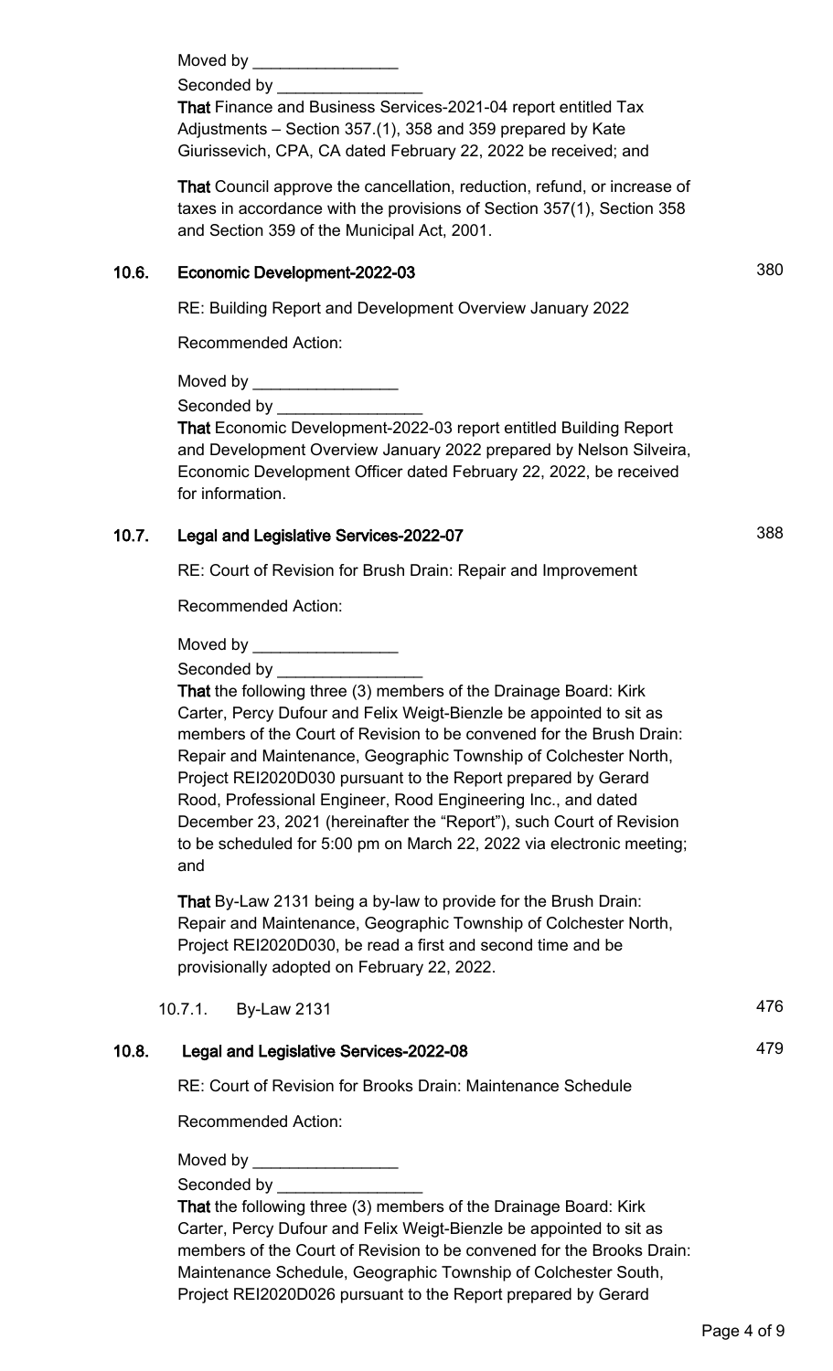Moved by ________________

Seconded by ________________

**That** Finance and Business Services-2021-04 report entitled Tax Adjustments – Section 357.(1), 358 and 359 prepared by Kate Giurissevich, CPA, CA dated February 22, 2022 be received; and

**That** Council approve the cancellation, reduction, refund, or increase of taxes in accordance with the provisions of Section 357(1), Section 358 and Section 359 of the Municipal Act, 2001.

## 10.6. Economic Development-2022-03 — 380

RE: Building Report and Development Overview January 2022

Recommended Action:

Moved by ________________

Seconded by ________________

**That** Economic Development-2022-03 report entitled Building Report and Development Overview January 2022 prepared by Nelson Silveira, Economic Development Officer dated February 22, 2022, be received for information.

## 10.7. Legal and Legislative Services-2022-07 — 388

RE: Court of Revision for Brush Drain: Repair and Improvement

Recommended Action:

Moved by ________________

Seconded by ________________

**That** the following three (3) members of the Drainage Board: Kirk Carter, Percy Dufour and Felix Weigt-Bienzle be appointed to sit as members of the Court of Revision to be convened for the Brush Drain: Repair and Maintenance, Geographic Township of Colchester North, Project REI2020D030 pursuant to the Report prepared by Gerard Rood, Professional Engineer, Rood Engineering Inc., and dated December 23, 2021 (hereinafter the "Report"), such Court of Revision to be scheduled for 5:00 pm on March 22, 2022 via electronic meeting; and

**That** By-Law 2131 being a by-law to provide for the Brush Drain: Repair and Maintenance, Geographic Township of Colchester North, Project REI2020D030, be read a first and second time and be provisionally adopted on February 22, 2022.

### 10.7.1. By-Law 2131 — 476

## 10.8. Legal and Legislative Services-2022-08 — 479

RE: Court of Revision for Brooks Drain: Maintenance Schedule

Recommended Action:

Moved by ________________

Seconded by ________________

**That** the following three (3) members of the Drainage Board: Kirk Carter, Percy Dufour and Felix Weigt-Bienzle be appointed to sit as members of the Court of Revision to be convened for the Brooks Drain: Maintenance Schedule, Geographic Township of Colchester South, Project REI2020D026 pursuant to the Report prepared by Gerard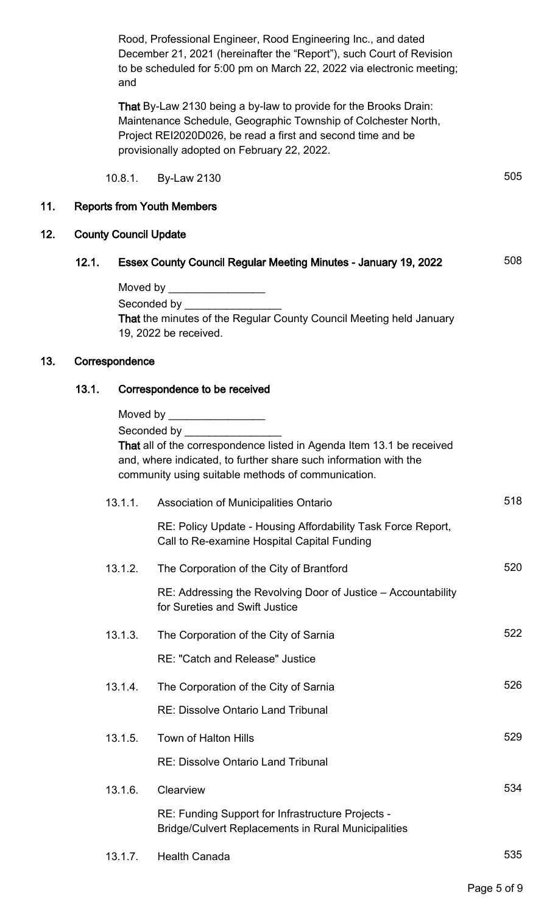Rood, Professional Engineer, Rood Engineering Inc., and dated December 21, 2021 (hereinafter the "Report"), such Court of Revision to be scheduled for 5:00 pm on March 22, 2022 via electronic meeting; and

**That** By-Law 2130 being a by-law to provide for the Brooks Drain: Maintenance Schedule, Geographic Township of Colchester North, Project REI2020D026, be read a first and second time and be provisionally adopted on February 22, 2022.

10.8.1. By-Law 2130 — 505

## 11. Reports from Youth Members

## 12. County Council Update

### 12.1. Essex County Council Regular Meeting Minutes - January 19, 2022 — 508

Moved by ________________

Seconded by ________________

**That** the minutes of the Regular County Council Meeting held January 19, 2022 be received.

## 13. Correspondence

### 13.1. Correspondence to be received

Moved by ________________

Seconded by ________________

**That** all of the correspondence listed in Agenda Item 13.1 be received and, where indicated, to further share such information with the community using suitable methods of communication.

13.1.1. Association of Municipalities Ontario — 518

RE: Policy Update - Housing Affordability Task Force Report, Call to Re-examine Hospital Capital Funding

13.1.2. The Corporation of the City of Brantford — 520

RE: Addressing the Revolving Door of Justice – Accountability for Sureties and Swift Justice

13.1.3. The Corporation of the City of Sarnia — 522

RE: "Catch and Release" Justice

13.1.4. The Corporation of the City of Sarnia — 526

RE: Dissolve Ontario Land Tribunal

13.1.5. Town of Halton Hills — 529

RE: Dissolve Ontario Land Tribunal

13.1.6. Clearview — 534

RE: Funding Support for Infrastructure Projects - Bridge/Culvert Replacements in Rural Municipalities

13.1.7. Health Canada — 535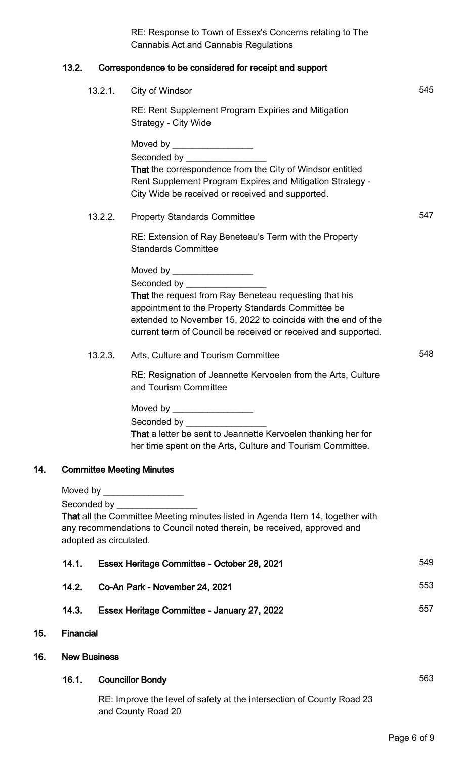RE: Response to Town of Essex's Concerns relating to The Cannabis Act and Cannabis Regulations

### 13.2. Correspondence to be considered for receipt and support

13.2.1. City of Windsor — 545

RE: Rent Supplement Program Expiries and Mitigation Strategy - City Wide

Moved by ________________
Seconded by ________________
**That** the correspondence from the City of Windsor entitled Rent Supplement Program Expires and Mitigation Strategy - City Wide be received or received and supported.

13.2.2. Property Standards Committee — 547

RE: Extension of Ray Beneteau's Term with the Property Standards Committee

Moved by ________________
Seconded by ________________
**That** the request from Ray Beneteau requesting that his appointment to the Property Standards Committee be extended to November 15, 2022 to coincide with the end of the current term of Council be received or received and supported.

13.2.3. Arts, Culture and Tourism Committee — 548

RE: Resignation of Jeannette Kervoelen from the Arts, Culture and Tourism Committee

Moved by ________________
Seconded by ________________
**That** a letter be sent to Jeannette Kervoelen thanking her for her time spent on the Arts, Culture and Tourism Committee.

## 14. Committee Meeting Minutes

Moved by ________________
Seconded by ________________
**That** all the Committee Meeting minutes listed in Agenda Item 14, together with any recommendations to Council noted therein, be received, approved and adopted as circulated.

### 14.1. Essex Heritage Committee - October 28, 2021 — 549

### 14.2. Co-An Park - November 24, 2021 — 553

### 14.3. Essex Heritage Committee - January 27, 2022 — 557

## 15. Financial

## 16. New Business

### 16.1. Councillor Bondy — 563

RE: Improve the level of safety at the intersection of County Road 23 and County Road 20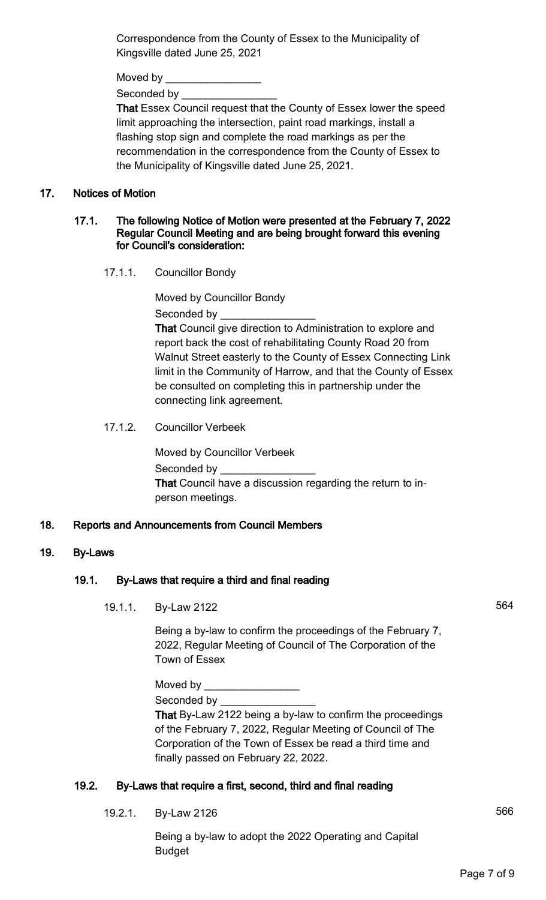Correspondence from the County of Essex to the Municipality of Kingsville dated June 25, 2021

Moved by ________________

Seconded by ________________

**That** Essex Council request that the County of Essex lower the speed limit approaching the intersection, paint road markings, install a flashing stop sign and complete the road markings as per the recommendation in the correspondence from the County of Essex to the Municipality of Kingsville dated June 25, 2021.

## 17. Notices of Motion

### 17.1. The following Notice of Motion were presented at the February 7, 2022 Regular Council Meeting and are being brought forward this evening for Council's consideration:

17.1.1. Councillor Bondy

Moved by Councillor Bondy

Seconded by ________________

**That** Council give direction to Administration to explore and report back the cost of rehabilitating County Road 20 from Walnut Street easterly to the County of Essex Connecting Link limit in the Community of Harrow, and that the County of Essex be consulted on completing this in partnership under the connecting link agreement.

17.1.2. Councillor Verbeek

Moved by Councillor Verbeek

Seconded by ________________

**That** Council have a discussion regarding the return to in-person meetings.

## 18. Reports and Announcements from Council Members

## 19. By-Laws

### 19.1. By-Laws that require a third and final reading

19.1.1. By-Law 2122 — 564

Being a by-law to confirm the proceedings of the February 7, 2022, Regular Meeting of Council of The Corporation of the Town of Essex

Moved by ________________

Seconded by ________________

**That** By-Law 2122 being a by-law to confirm the proceedings of the February 7, 2022, Regular Meeting of Council of The Corporation of the Town of Essex be read a third time and finally passed on February 22, 2022.

### 19.2. By-Laws that require a first, second, third and final reading

19.2.1. By-Law 2126 — 566

Being a by-law to adopt the 2022 Operating and Capital Budget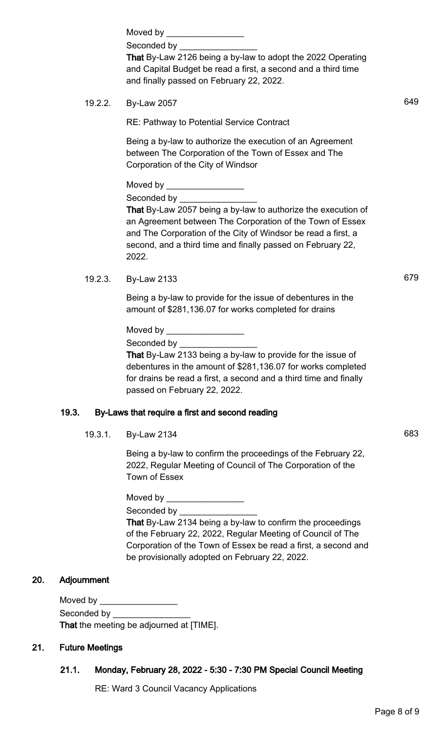Moved by ________________

Seconded by ________________

**That** By-Law 2126 being a by-law to adopt the 2022 Operating and Capital Budget be read a first, a second and a third time and finally passed on February 22, 2022.

19.2.2. By-Law 2057 — 649

RE: Pathway to Potential Service Contract

Being a by-law to authorize the execution of an Agreement between The Corporation of the Town of Essex and The Corporation of the City of Windsor

Moved by ________________

Seconded by ________________

**That** By-Law 2057 being a by-law to authorize the execution of an Agreement between The Corporation of the Town of Essex and The Corporation of the City of Windsor be read a first, a second, and a third time and finally passed on February 22, 2022.

19.2.3. By-Law 2133 — 679

Being a by-law to provide for the issue of debentures in the amount of $281,136.07 for works completed for drains

Moved by ________________

Seconded by ________________

**That** By-Law 2133 being a by-law to provide for the issue of debentures in the amount of $281,136.07 for works completed for drains be read a first, a second and a third time and finally passed on February 22, 2022.

### 19.3. By-Laws that require a first and second reading

19.3.1. By-Law 2134 — 683

Being a by-law to confirm the proceedings of the February 22, 2022, Regular Meeting of Council of The Corporation of the Town of Essex

Moved by ________________

Seconded by ________________

**That** By-Law 2134 being a by-law to confirm the proceedings of the February 22, 2022, Regular Meeting of Council of The Corporation of the Town of Essex be read a first, a second and be provisionally adopted on February 22, 2022.

## 20. Adjournment

Moved by ________________

Seconded by ________________

**That** the meeting be adjourned at [TIME].

## 21. Future Meetings

### 21.1. Monday, February 28, 2022 - 5:30 - 7:30 PM Special Council Meeting

RE: Ward 3 Council Vacancy Applications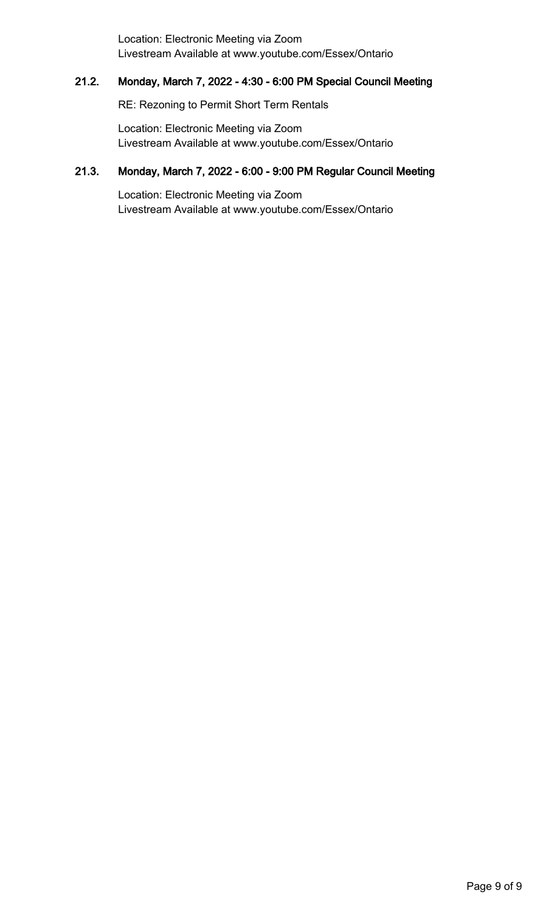Location: Electronic Meeting via Zoom
Livestream Available at www.youtube.com/Essex/Ontario

### 21.2. Monday, March 7, 2022 - 4:30 - 6:00 PM Special Council Meeting

RE: Rezoning to Permit Short Term Rentals

Location: Electronic Meeting via Zoom
Livestream Available at www.youtube.com/Essex/Ontario

### 21.3. Monday, March 7, 2022 - 6:00 - 9:00 PM Regular Council Meeting

Location: Electronic Meeting via Zoom
Livestream Available at www.youtube.com/Essex/Ontario